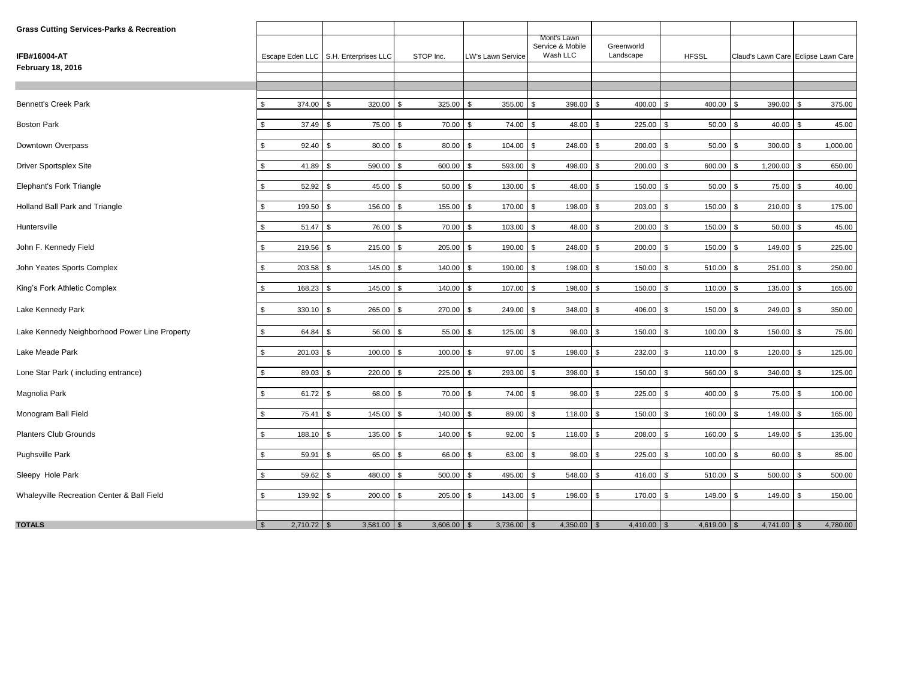**Grass Cutting Services-Parks & Recreation**

**IFB#16004-AT**

**February 18, 2016**

| | Escape Eden LLC | S.H. Enterprises LLC | STOP Inc. | LW's Lawn Service | Mont's Lawn Service & Mobile Wash LLC | Greenworld Landscape | HFSSL | Claud's Lawn Care | Eclipse Lawn Care |
|---|---|---|---|---|---|---|---|---|---|
| Bennett's Creek Park | $ 374.00 | $ 320.00 | $ 325.00 | $ 355.00 | $ 398.00 | $ 400.00 | $ 400.00 | $ 390.00 | $ 375.00 |
| Boston Park | $ 37.49 | $ 75.00 | $ 70.00 | $ 74.00 | $ 48.00 | $ 225.00 | $ 50.00 | $ 40.00 | $ 45.00 |
| Downtown Overpass | $ 92.40 | $ 80.00 | $ 80.00 | $ 104.00 | $ 248.00 | $ 200.00 | $ 50.00 | $ 300.00 | $ 1,000.00 |
| Driver Sportsplex Site | $ 41.89 | $ 590.00 | $ 600.00 | $ 593.00 | $ 498.00 | $ 200.00 | $ 600.00 | $ 1,200.00 | $ 650.00 |
| Elephant's Fork Triangle | $ 52.92 | $ 45.00 | $ 50.00 | $ 130.00 | $ 48.00 | $ 150.00 | $ 50.00 | $ 75.00 | $ 40.00 |
| Holland Ball Park and Triangle | $ 199.50 | $ 156.00 | $ 155.00 | $ 170.00 | $ 198.00 | $ 203.00 | $ 150.00 | $ 210.00 | $ 175.00 |
| Huntersville | $ 51.47 | $ 76.00 | $ 70.00 | $ 103.00 | $ 48.00 | $ 200.00 | $ 150.00 | $ 50.00 | $ 45.00 |
| John F. Kennedy Field | $ 219.56 | $ 215.00 | $ 205.00 | $ 190.00 | $ 248.00 | $ 200.00 | $ 150.00 | $ 149.00 | $ 225.00 |
| John Yeates Sports Complex | $ 203.58 | $ 145.00 | $ 140.00 | $ 190.00 | $ 198.00 | $ 150.00 | $ 510.00 | $ 251.00 | $ 250.00 |
| King's Fork Athletic Complex | $ 168.23 | $ 145.00 | $ 140.00 | $ 107.00 | $ 198.00 | $ 150.00 | $ 110.00 | $ 135.00 | $ 165.00 |
| Lake Kennedy Park | $ 330.10 | $ 265.00 | $ 270.00 | $ 249.00 | $ 348.00 | $ 406.00 | $ 150.00 | $ 249.00 | $ 350.00 |
| Lake Kennedy Neighborhood Power Line Property | $ 64.84 | $ 56.00 | $ 55.00 | $ 125.00 | $ 98.00 | $ 150.00 | $ 100.00 | $ 150.00 | $ 75.00 |
| Lake Meade Park | $ 201.03 | $ 100.00 | $ 100.00 | $ 97.00 | $ 198.00 | $ 232.00 | $ 110.00 | $ 120.00 | $ 125.00 |
| Lone Star Park ( including entrance) | $ 89.03 | $ 220.00 | $ 225.00 | $ 293.00 | $ 398.00 | $ 150.00 | $ 560.00 | $ 340.00 | $ 125.00 |
| Magnolia Park | $ 61.72 | $ 68.00 | $ 70.00 | $ 74.00 | $ 98.00 | $ 225.00 | $ 400.00 | $ 75.00 | $ 100.00 |
| Monogram Ball Field | $ 75.41 | $ 145.00 | $ 140.00 | $ 89.00 | $ 118.00 | $ 150.00 | $ 160.00 | $ 149.00 | $ 165.00 |
| Planters Club Grounds | $ 188.10 | $ 135.00 | $ 140.00 | $ 92.00 | $ 118.00 | $ 208.00 | $ 160.00 | $ 149.00 | $ 135.00 |
| Pughsville Park | $ 59.91 | $ 65.00 | $ 66.00 | $ 63.00 | $ 98.00 | $ 225.00 | $ 100.00 | $ 60.00 | $ 85.00 |
| Sleepy Hole Park | $ 59.62 | $ 480.00 | $ 500.00 | $ 495.00 | $ 548.00 | $ 416.00 | $ 510.00 | $ 500.00 | $ 500.00 |
| Whaleyville Recreation Center & Ball Field | $ 139.92 | $ 200.00 | $ 205.00 | $ 143.00 | $ 198.00 | $ 170.00 | $ 149.00 | $ 149.00 | $ 150.00 |
| **TOTALS** | $ 2,710.72 | $ 3,581.00 | $ 3,606.00 | $ 3,736.00 | $ 4,350.00 | $ 4,410.00 | $ 4,619.00 | $ 4,741.00 | $ 4,780.00 |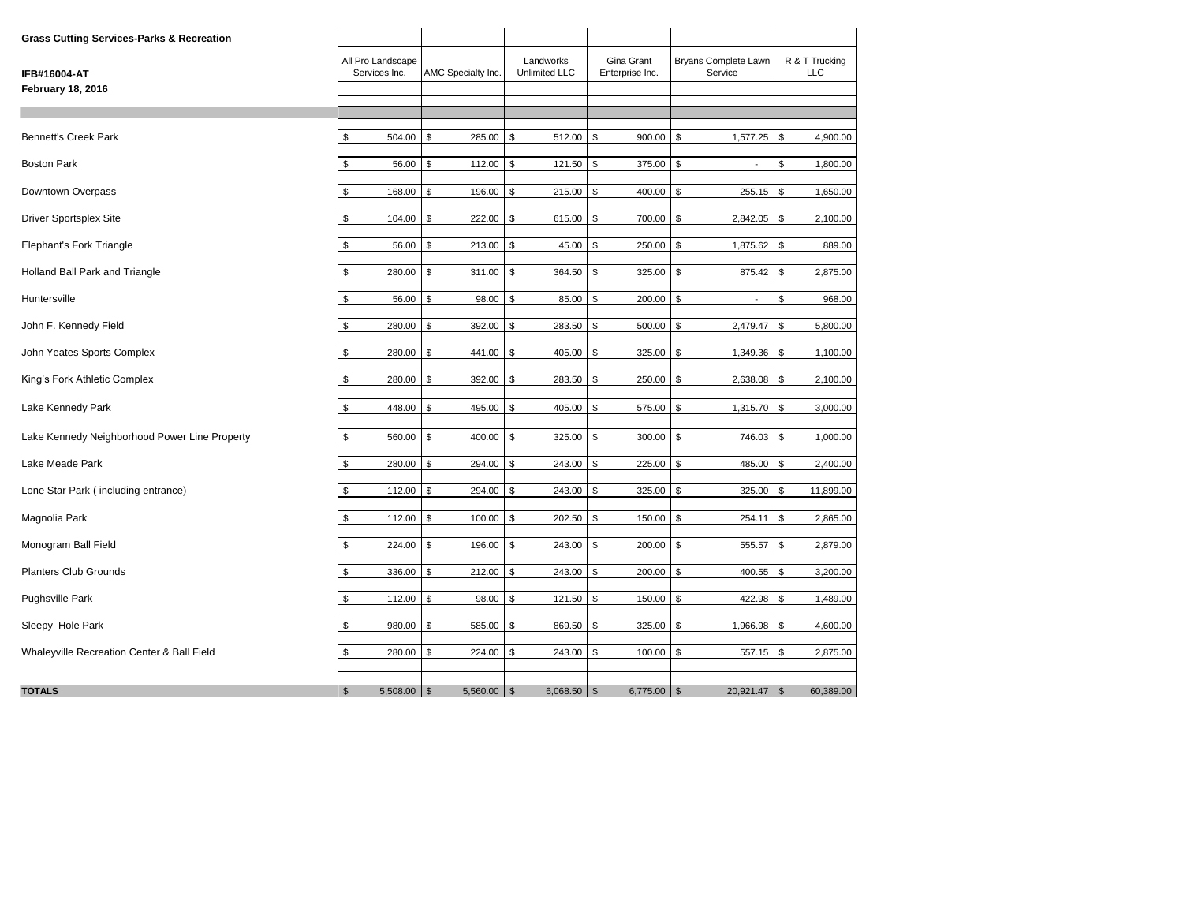**Grass Cutting Services-Parks & Recreation**

**IFB#16004-AT**

**February 18, 2016**

| | All Pro Landscape Services Inc. | AMC Specialty Inc. | Landworks Unlimited LLC | Gina Grant Enterprise Inc. | Bryans Complete Lawn Service | R & T Trucking LLC |
|---|---|---|---|---|---|---|
| Bennett's Creek Park | $ 504.00 | $ 285.00 | $ 512.00 | $ 900.00 | $ 1,577.25 | $ 4,900.00 |
| Boston Park | $ 56.00 | $ 112.00 | $ 121.50 | $ 375.00 | $ - | $ 1,800.00 |
| Downtown Overpass | $ 168.00 | $ 196.00 | $ 215.00 | $ 400.00 | $ 255.15 | $ 1,650.00 |
| Driver Sportsplex Site | $ 104.00 | $ 222.00 | $ 615.00 | $ 700.00 | $ 2,842.05 | $ 2,100.00 |
| Elephant's Fork Triangle | $ 56.00 | $ 213.00 | $ 45.00 | $ 250.00 | $ 1,875.62 | $ 889.00 |
| Holland Ball Park and Triangle | $ 280.00 | $ 311.00 | $ 364.50 | $ 325.00 | $ 875.42 | $ 2,875.00 |
| Huntersville | $ 56.00 | $ 98.00 | $ 85.00 | $ 200.00 | $ - | $ 968.00 |
| John F. Kennedy Field | $ 280.00 | $ 392.00 | $ 283.50 | $ 500.00 | $ 2,479.47 | $ 5,800.00 |
| John Yeates Sports Complex | $ 280.00 | $ 441.00 | $ 405.00 | $ 325.00 | $ 1,349.36 | $ 1,100.00 |
| King's Fork Athletic Complex | $ 280.00 | $ 392.00 | $ 283.50 | $ 250.00 | $ 2,638.08 | $ 2,100.00 |
| Lake Kennedy Park | $ 448.00 | $ 495.00 | $ 405.00 | $ 575.00 | $ 1,315.70 | $ 3,000.00 |
| Lake Kennedy Neighborhood Power Line Property | $ 560.00 | $ 400.00 | $ 325.00 | $ 300.00 | $ 746.03 | $ 1,000.00 |
| Lake Meade Park | $ 280.00 | $ 294.00 | $ 243.00 | $ 225.00 | $ 485.00 | $ 2,400.00 |
| Lone Star Park ( including entrance) | $ 112.00 | $ 294.00 | $ 243.00 | $ 325.00 | $ 325.00 | $ 11,899.00 |
| Magnolia Park | $ 112.00 | $ 100.00 | $ 202.50 | $ 150.00 | $ 254.11 | $ 2,865.00 |
| Monogram Ball Field | $ 224.00 | $ 196.00 | $ 243.00 | $ 200.00 | $ 555.57 | $ 2,879.00 |
| Planters Club Grounds | $ 336.00 | $ 212.00 | $ 243.00 | $ 200.00 | $ 400.55 | $ 3,200.00 |
| Pughsville Park | $ 112.00 | $ 98.00 | $ 121.50 | $ 150.00 | $ 422.98 | $ 1,489.00 |
| Sleepy Hole Park | $ 980.00 | $ 585.00 | $ 869.50 | $ 325.00 | $ 1,966.98 | $ 4,600.00 |
| Whaleyville Recreation Center & Ball Field | $ 280.00 | $ 224.00 | $ 243.00 | $ 100.00 | $ 557.15 | $ 2,875.00 |
| **TOTALS** | $ 5,508.00 | $ 5,560.00 | $ 6,068.50 | $ 6,775.00 | $ 20,921.47 | $ 60,389.00 |